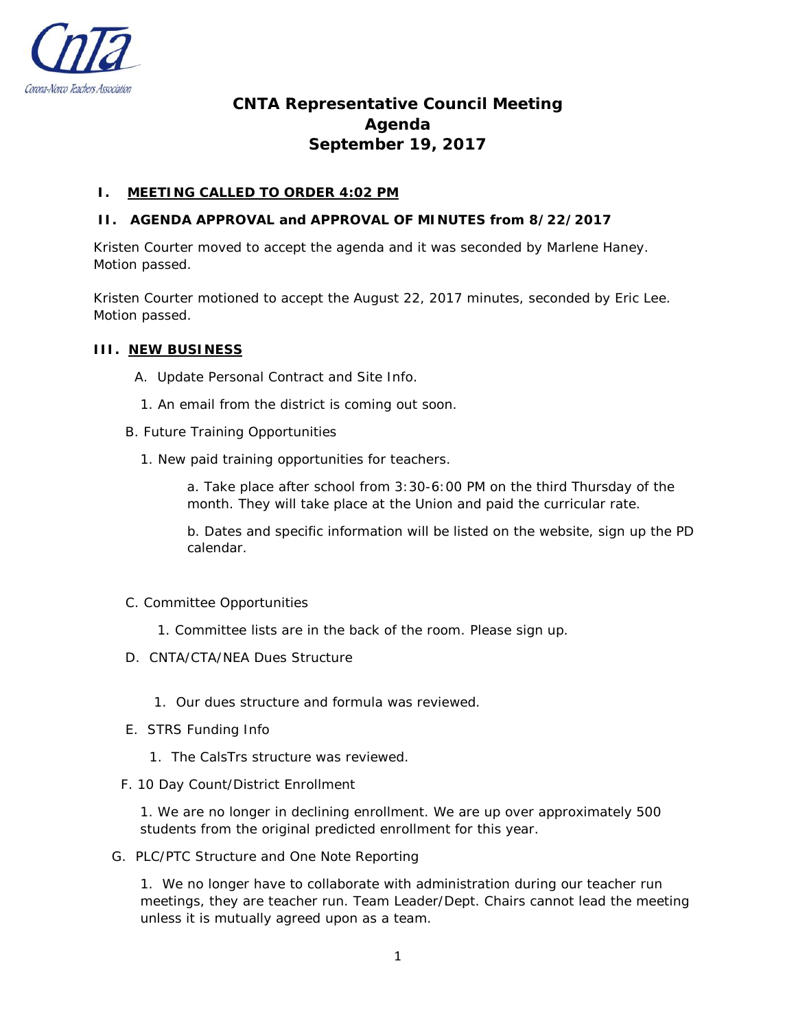Corona-Norco Teachers Association

# CNTA Representative Council Meeting
# Agenda
# September 19, 2017

## I. MEETING CALLED TO ORDER 4:02 PM

## II. AGENDA APPROVAL and APPROVAL OF MINUTES from 8/22/2017

Kristen Courter moved to accept the agenda and it was seconded by Marlene Haney. Motion passed.

Kristen Courter motioned to accept the August 22, 2017 minutes, seconded by Eric Lee. Motion passed.

## III. NEW BUSINESS

A. Update Personal Contract and Site Info.

1. An email from the district is coming out soon.

B. Future Training Opportunities

1. New paid training opportunities for teachers.

   a. Take place after school from 3:30-6:00 PM on the third Thursday of the month. They will take place at the Union and paid the curricular rate.

   b. Dates and specific information will be listed on the website, sign up the PD calendar.

C. Committee Opportunities

1. Committee lists are in the back of the room. Please sign up.

D. CNTA/CTA/NEA Dues Structure

1. Our dues structure and formula was reviewed.

E. STRS Funding Info

1. The CalsTrs structure was reviewed.

F. 10 Day Count/District Enrollment

1. We are no longer in declining enrollment. We are up over approximately 500 students from the original predicted enrollment for this year.

G. PLC/PTC Structure and One Note Reporting

1. We no longer have to collaborate with administration during our teacher run meetings, they are teacher run. Team Leader/Dept. Chairs cannot lead the meeting unless it is mutually agreed upon as a team.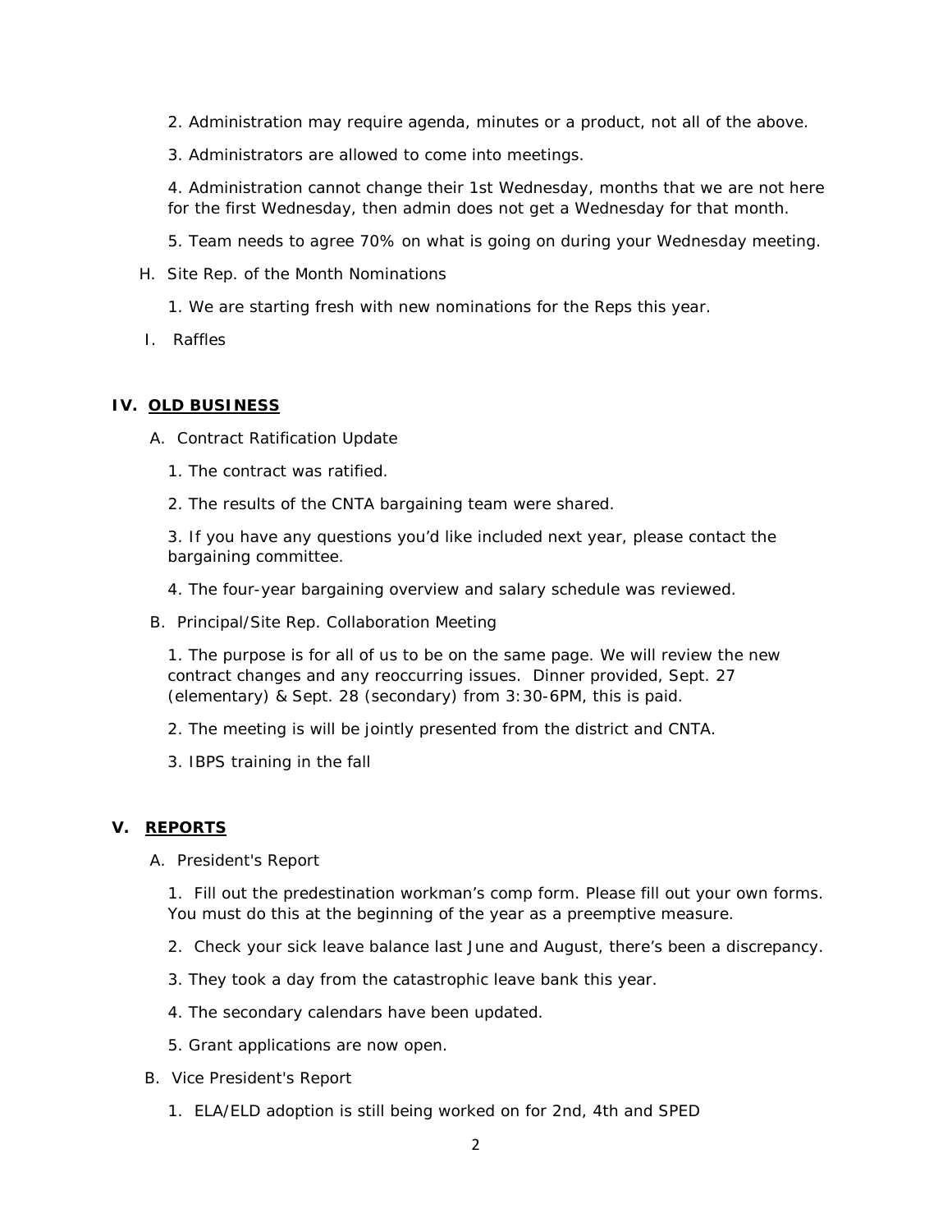2. Administration may require agenda, minutes or a product, not all of the above.

3. Administrators are allowed to come into meetings.

4. Administration cannot change their 1st Wednesday, months that we are not here for the first Wednesday, then admin does not get a Wednesday for that month.

5. Team needs to agree 70% on what is going on during your Wednesday meeting.

H. Site Rep. of the Month Nominations

1. We are starting fresh with new nominations for the Reps this year.

I. Raffles

## IV. OLD BUSINESS

A. Contract Ratification Update

1. The contract was ratified.

2. The results of the CNTA bargaining team were shared.

3. If you have any questions you'd like included next year, please contact the bargaining committee.

4. The four-year bargaining overview and salary schedule was reviewed.

B. Principal/Site Rep. Collaboration Meeting

1. The purpose is for all of us to be on the same page. We will review the new contract changes and any reoccurring issues. Dinner provided, Sept. 27 (elementary) & Sept. 28 (secondary) from 3:30-6PM, this is paid.

2. The meeting is will be jointly presented from the district and CNTA.

3. IBPS training in the fall

## V. REPORTS

A. President's Report

1. Fill out the predestination workman's comp form. Please fill out your own forms. You must do this at the beginning of the year as a preemptive measure.

2. Check your sick leave balance last June and August, there's been a discrepancy.

3. They took a day from the catastrophic leave bank this year.

4. The secondary calendars have been updated.

5. Grant applications are now open.

B. Vice President's Report

1. ELA/ELD adoption is still being worked on for 2nd, 4th and SPED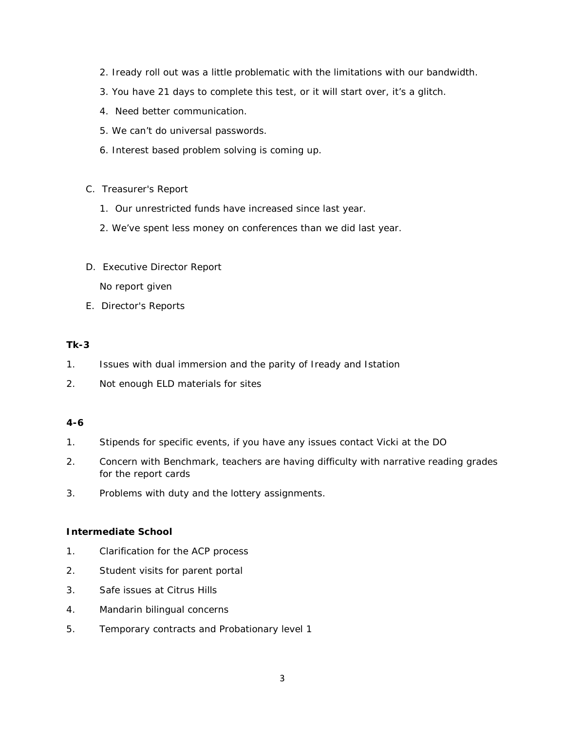2. Iready roll out was a little problematic with the limitations with our bandwidth.
3. You have 21 days to complete this test, or it will start over, it's a glitch.
4. Need better communication.
5. We can't do universal passwords.
6. Interest based problem solving is coming up.

C. Treasurer's Report

1. Our unrestricted funds have increased since last year.
2. We've spent less money on conferences than we did last year.

D. Executive Director Report

No report given

E. Director's Reports

**Tk-3**

1. Issues with dual immersion and the parity of Iready and Istation
2. Not enough ELD materials for sites

**4-6**

1. Stipends for specific events, if you have any issues contact Vicki at the DO
2. Concern with Benchmark, teachers are having difficulty with narrative reading grades for the report cards
3. Problems with duty and the lottery assignments.

**Intermediate School**

1. Clarification for the ACP process
2. Student visits for parent portal
3. Safe issues at Citrus Hills
4. Mandarin bilingual concerns
5. Temporary contracts and Probationary level 1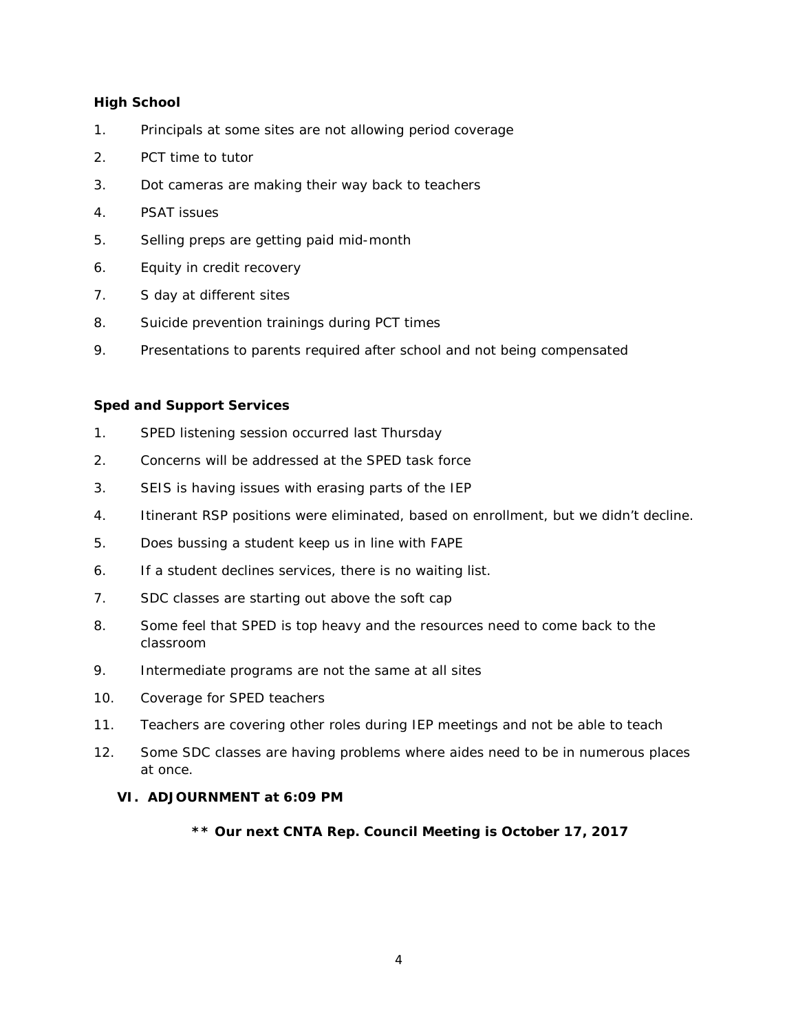**High School**

1. Principals at some sites are not allowing period coverage
2. PCT time to tutor
3. Dot cameras are making their way back to teachers
4. PSAT issues
5. Selling preps are getting paid mid-month
6. Equity in credit recovery
7. S day at different sites
8. Suicide prevention trainings during PCT times
9. Presentations to parents required after school and not being compensated

**Sped and Support Services**

1. SPED listening session occurred last Thursday
2. Concerns will be addressed at the SPED task force
3. SEIS is having issues with erasing parts of the IEP
4. Itinerant RSP positions were eliminated, based on enrollment, but we didn't decline.
5. Does bussing a student keep us in line with FAPE
6. If a student declines services, there is no waiting list.
7. SDC classes are starting out above the soft cap
8. Some feel that SPED is top heavy and the resources need to come back to the classroom
9. Intermediate programs are not the same at all sites
10. Coverage for SPED teachers
11. Teachers are covering other roles during IEP meetings and not be able to teach
12. Some SDC classes are having problems where aides need to be in numerous places at once.

**VI. ADJOURNMENT at 6:09 PM**

**\*\* Our next CNTA Rep. Council Meeting is October 17, 2017**